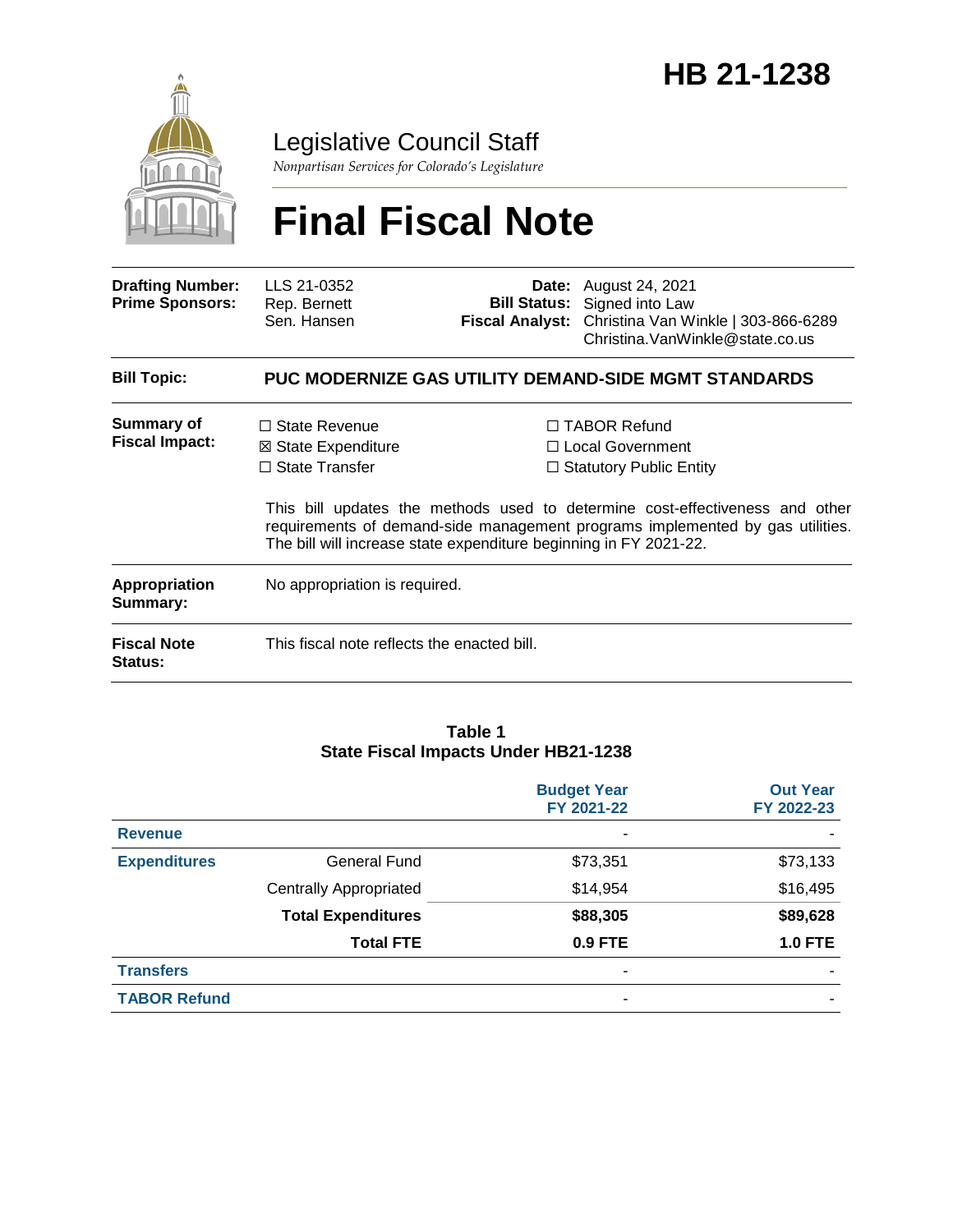# HB 21-1238

Legislative Council Staff

*Nonpartisan Services for Colorado's Legislature*

# Final Fiscal Note

| | | | |
|---|---|---|---|
| **Drafting Number:** | LLS 21-0352 | **Date:** | August 24, 2021 |
| **Prime Sponsors:** | Rep. Bernett<br>Sen. Hansen | **Bill Status:** | Signed into Law |
| | | **Fiscal Analyst:** | Christina Van Winkle \| 303-866-6289<br>Christina.VanWinkle@state.co.us |

**Bill Topic:** **PUC MODERNIZE GAS UTILITY DEMAND-SIDE MGMT STANDARDS**

**Summary of Fiscal Impact:**

☐ State Revenue
☒ State Expenditure
☐ State Transfer
☐ TABOR Refund
☐ Local Government
☐ Statutory Public Entity

This bill updates the methods used to determine cost-effectiveness and other requirements of demand-side management programs implemented by gas utilities. The bill will increase state expenditure beginning in FY 2021-22.

**Appropriation Summary:** No appropriation is required.

**Fiscal Note Status:** This fiscal note reflects the enacted bill.

**Table 1**
**State Fiscal Impacts Under HB21-1238**

| | | Budget Year FY 2021-22 | Out Year FY 2022-23 |
|---|---|---|---|
| **Revenue** | | - | - |
| **Expenditures** | General Fund | $73,351 | $73,133 |
| | Centrally Appropriated | $14,954 | $16,495 |
| | **Total Expenditures** | **$88,305** | **$89,628** |
| | **Total FTE** | **0.9 FTE** | **1.0 FTE** |
| **Transfers** | | - | - |
| **TABOR Refund** | | - | - |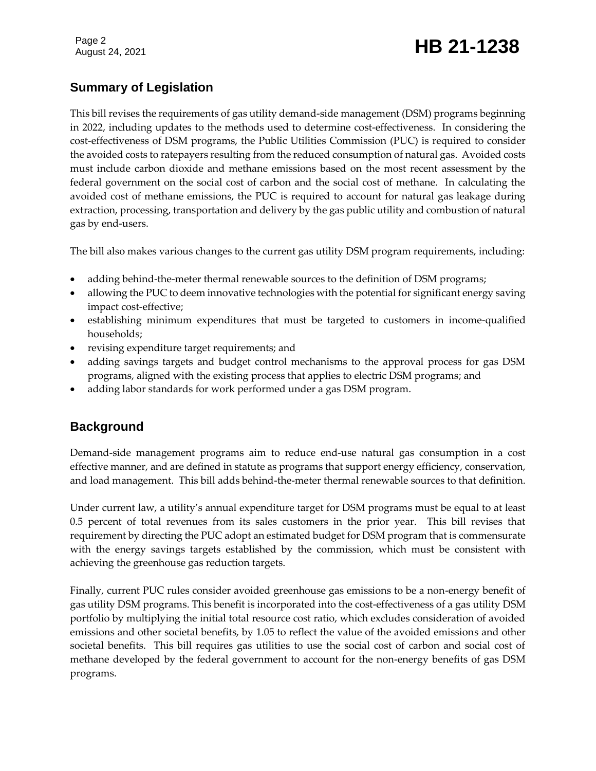## Summary of Legislation

This bill revises the requirements of gas utility demand-side management (DSM) programs beginning in 2022, including updates to the methods used to determine cost-effectiveness. In considering the cost-effectiveness of DSM programs, the Public Utilities Commission (PUC) is required to consider the avoided costs to ratepayers resulting from the reduced consumption of natural gas. Avoided costs must include carbon dioxide and methane emissions based on the most recent assessment by the federal government on the social cost of carbon and the social cost of methane. In calculating the avoided cost of methane emissions, the PUC is required to account for natural gas leakage during extraction, processing, transportation and delivery by the gas public utility and combustion of natural gas by end-users.

The bill also makes various changes to the current gas utility DSM program requirements, including:

- adding behind-the-meter thermal renewable sources to the definition of DSM programs;
- allowing the PUC to deem innovative technologies with the potential for significant energy saving impact cost-effective;
- establishing minimum expenditures that must be targeted to customers in income-qualified households;
- revising expenditure target requirements; and
- adding savings targets and budget control mechanisms to the approval process for gas DSM programs, aligned with the existing process that applies to electric DSM programs; and
- adding labor standards for work performed under a gas DSM program.

## Background

Demand-side management programs aim to reduce end-use natural gas consumption in a cost effective manner, and are defined in statute as programs that support energy efficiency, conservation, and load management. This bill adds behind-the-meter thermal renewable sources to that definition.

Under current law, a utility's annual expenditure target for DSM programs must be equal to at least 0.5 percent of total revenues from its sales customers in the prior year. This bill revises that requirement by directing the PUC adopt an estimated budget for DSM program that is commensurate with the energy savings targets established by the commission, which must be consistent with achieving the greenhouse gas reduction targets.

Finally, current PUC rules consider avoided greenhouse gas emissions to be a non-energy benefit of gas utility DSM programs. This benefit is incorporated into the cost-effectiveness of a gas utility DSM portfolio by multiplying the initial total resource cost ratio, which excludes consideration of avoided emissions and other societal benefits, by 1.05 to reflect the value of the avoided emissions and other societal benefits. This bill requires gas utilities to use the social cost of carbon and social cost of methane developed by the federal government to account for the non-energy benefits of gas DSM programs.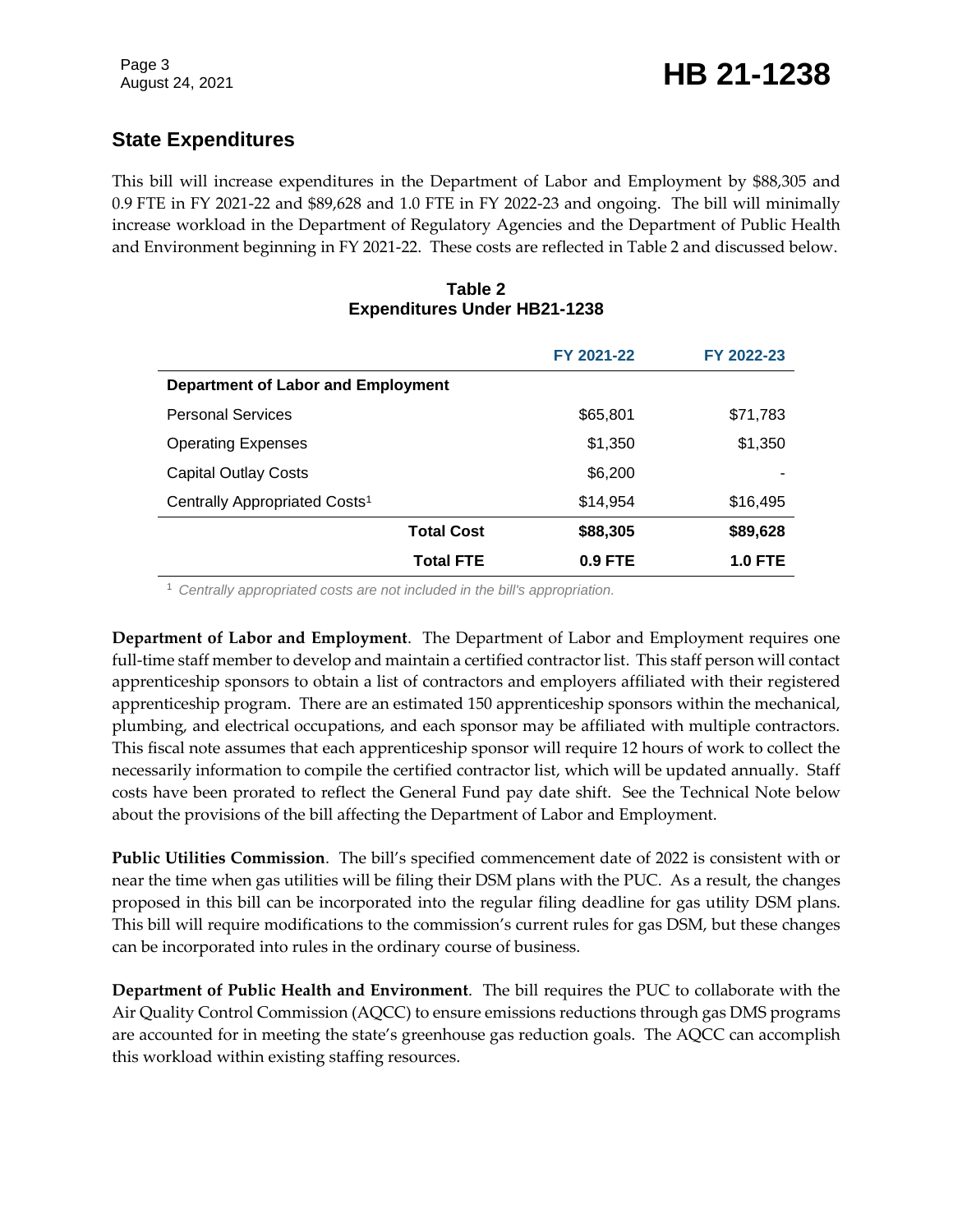## State Expenditures

This bill will increase expenditures in the Department of Labor and Employment by $88,305 and 0.9 FTE in FY 2021-22 and $89,628 and 1.0 FTE in FY 2022-23 and ongoing. The bill will minimally increase workload in the Department of Regulatory Agencies and the Department of Public Health and Environment beginning in FY 2021-22. These costs are reflected in Table 2 and discussed below.

**Table 2**
**Expenditures Under HB21-1238**

| | FY 2021-22 | FY 2022-23 |
|---|---|---|
| **Department of Labor and Employment** | | |
| Personal Services | $65,801 | $71,783 |
| Operating Expenses | $1,350 | $1,350 |
| Capital Outlay Costs | $6,200 | - |
| Centrally Appropriated Costs[1] | $14,954 | $16,495 |
| **Total Cost** | **$88,305** | **$89,628** |
| **Total FTE** | **0.9 FTE** | **1.0 FTE** |

[1] *Centrally appropriated costs are not included in the bill's appropriation.*

**Department of Labor and Employment**. The Department of Labor and Employment requires one full-time staff member to develop and maintain a certified contractor list. This staff person will contact apprenticeship sponsors to obtain a list of contractors and employers affiliated with their registered apprenticeship program. There are an estimated 150 apprenticeship sponsors within the mechanical, plumbing, and electrical occupations, and each sponsor may be affiliated with multiple contractors. This fiscal note assumes that each apprenticeship sponsor will require 12 hours of work to collect the necessarily information to compile the certified contractor list, which will be updated annually. Staff costs have been prorated to reflect the General Fund pay date shift. See the Technical Note below about the provisions of the bill affecting the Department of Labor and Employment.

**Public Utilities Commission**. The bill's specified commencement date of 2022 is consistent with or near the time when gas utilities will be filing their DSM plans with the PUC. As a result, the changes proposed in this bill can be incorporated into the regular filing deadline for gas utility DSM plans. This bill will require modifications to the commission's current rules for gas DSM, but these changes can be incorporated into rules in the ordinary course of business.

**Department of Public Health and Environment**. The bill requires the PUC to collaborate with the Air Quality Control Commission (AQCC) to ensure emissions reductions through gas DMS programs are accounted for in meeting the state's greenhouse gas reduction goals. The AQCC can accomplish this workload within existing staffing resources.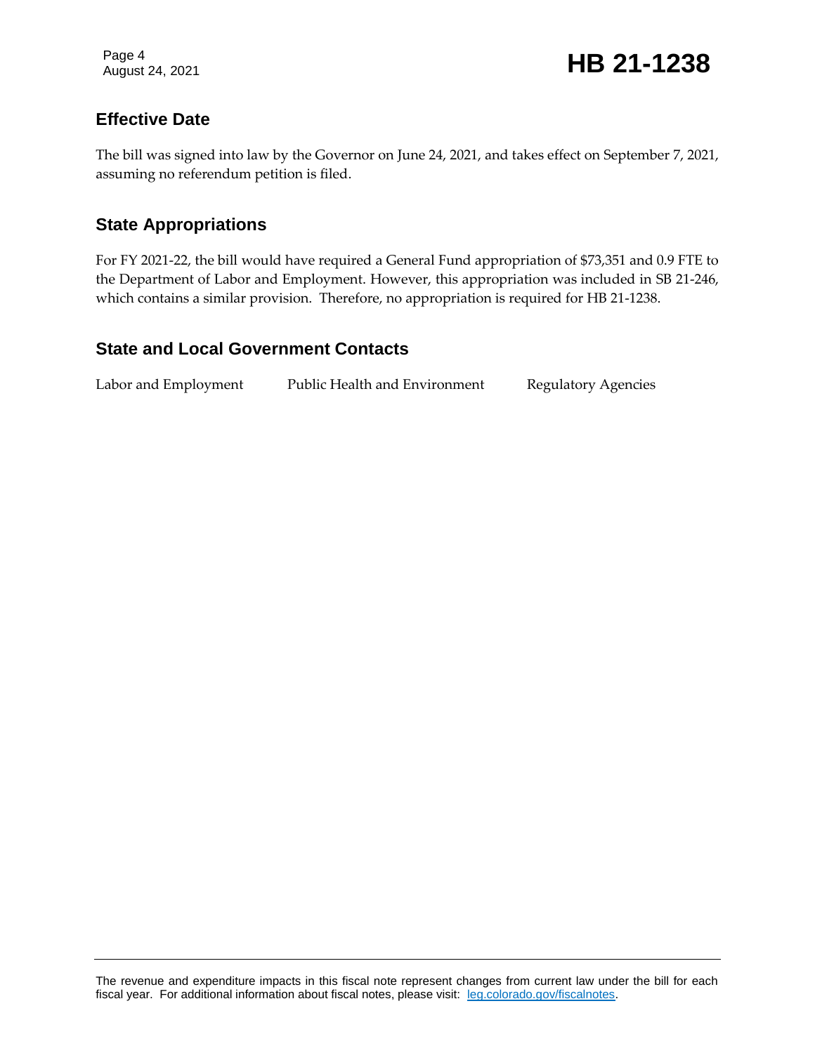## Effective Date

The bill was signed into law by the Governor on June 24, 2021, and takes effect on September 7, 2021, assuming no referendum petition is filed.

## State Appropriations

For FY 2021-22, the bill would have required a General Fund appropriation of $73,351 and 0.9 FTE to the Department of Labor and Employment. However, this appropriation was included in SB 21-246, which contains a similar provision. Therefore, no appropriation is required for HB 21-1238.

## State and Local Government Contacts

Labor and Employment     Public Health and Environment     Regulatory Agencies

The revenue and expenditure impacts in this fiscal note represent changes from current law under the bill for each fiscal year. For additional information about fiscal notes, please visit: leg.colorado.gov/fiscalnotes.